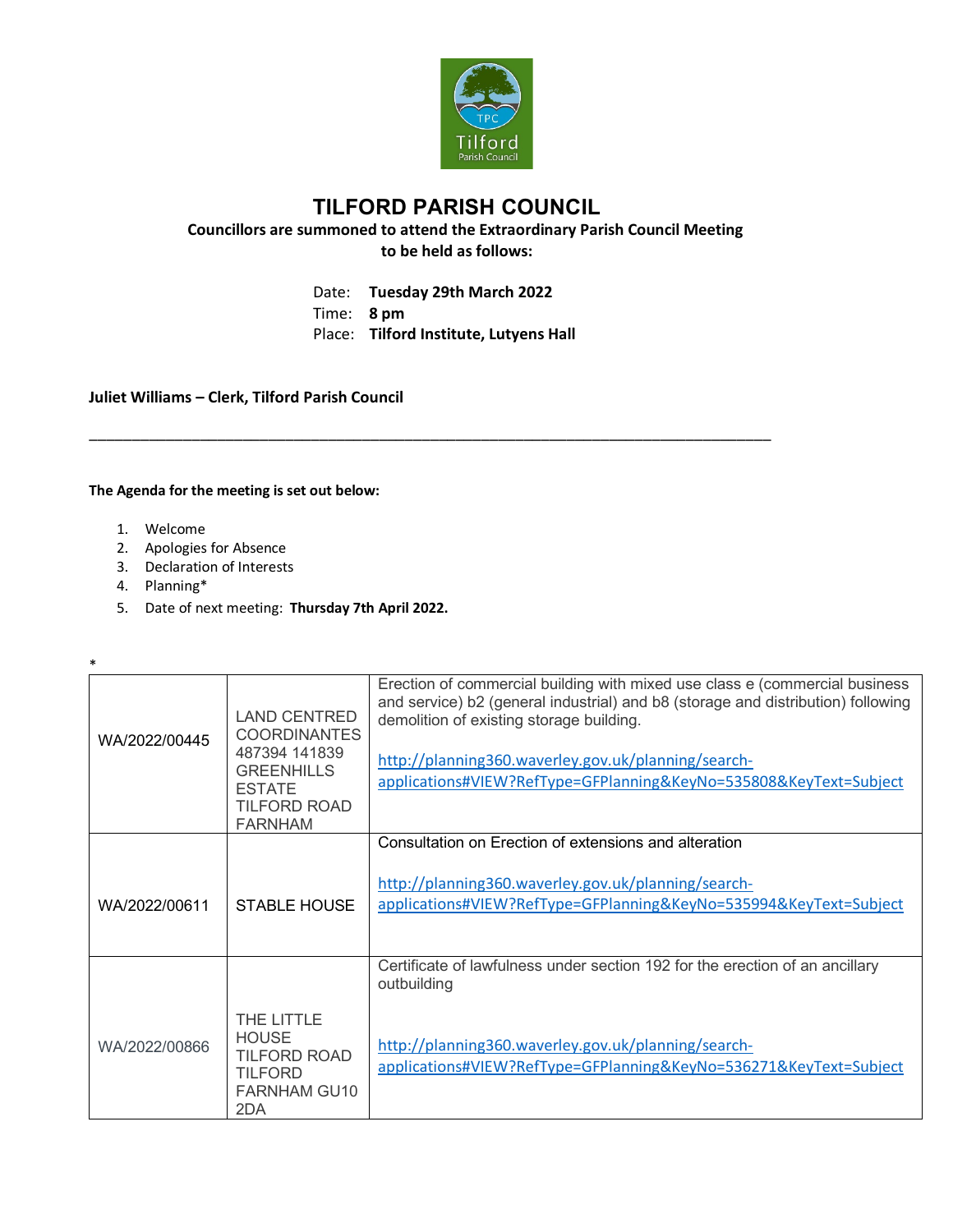# TILFORD PARISH COUNCIL

**Councillors are summoned to attend the Extraordinary Parish Council Meeting to be held as follows:**

Date: **Tuesday 29th March 2022**
Time: **8 pm**
Place: **Tilford Institute, Lutyens Hall**

**Juliet Williams – Clerk, Tilford Parish Council**

---

**The Agenda for the meeting is set out below:**

1. Welcome
2. Apologies for Absence
3. Declaration of Interests
4. Planning*
5. Date of next meeting: **Thursday 7th April 2022.**

*

| | | |
|---|---|---|
| WA/2022/00445 | LAND CENTRED COORDINANTES 487394 141839 GREENHILLS ESTATE TILFORD ROAD FARNHAM | Erection of commercial building with mixed use class e (commercial business and service) b2 (general industrial) and b8 (storage and distribution) following demolition of existing storage building.<br><br>http://planning360.waverley.gov.uk/planning/search-applications#VIEW?RefType=GFPlanning&KeyNo=535808&KeyText=Subject |
| WA/2022/00611 | STABLE HOUSE | Consultation on Erection of extensions and alteration<br><br>http://planning360.waverley.gov.uk/planning/search-applications#VIEW?RefType=GFPlanning&KeyNo=535994&KeyText=Subject |
| WA/2022/00866 | THE LITTLE HOUSE TILFORD ROAD TILFORD FARNHAM GU10 2DA | Certificate of lawfulness under section 192 for the erection of an ancillary outbuilding<br><br>http://planning360.waverley.gov.uk/planning/search-applications#VIEW?RefType=GFPlanning&KeyNo=536271&KeyText=Subject |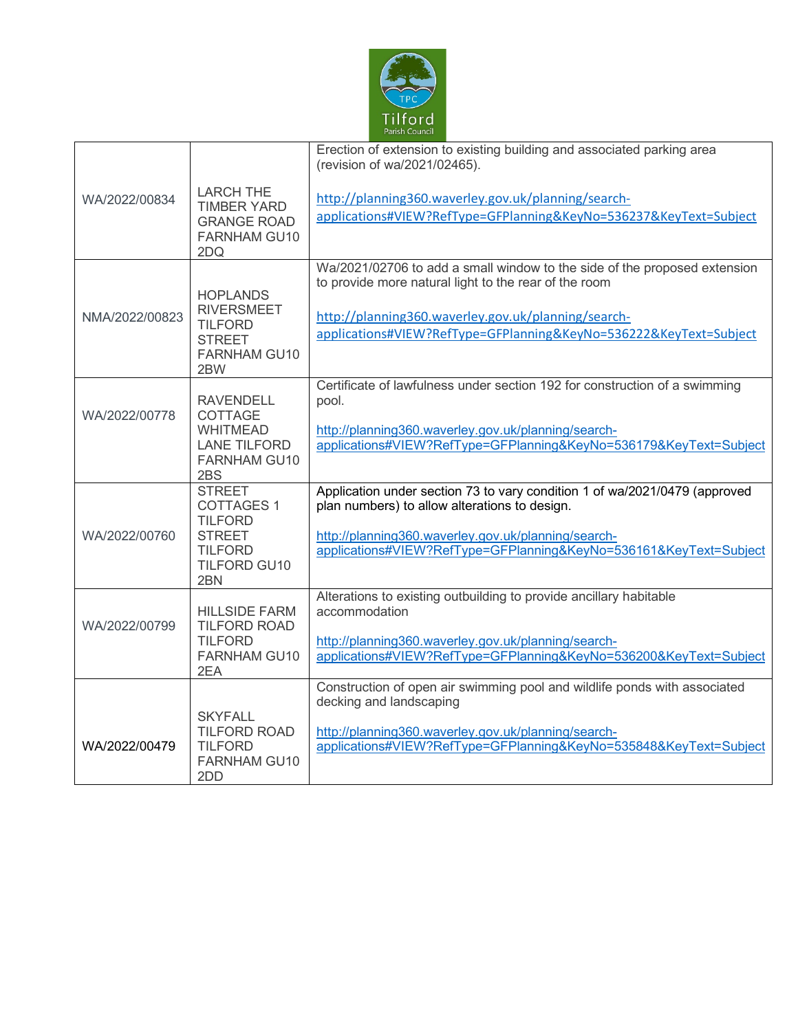| | | |
|---|---|---|
| WA/2022/00834 | LARCH THE TIMBER YARD GRANGE ROAD FARNHAM GU10 2DQ | Erection of extension to existing building and associated parking area (revision of wa/2021/02465).<br><br>http://planning360.waverley.gov.uk/planning/search-applications#VIEW?RefType=GFPlanning&KeyNo=536237&KeyText=Subject |
| NMA/2022/00823 | HOPLANDS RIVERSMEET TILFORD STREET FARNHAM GU10 2BW | Wa/2021/02706 to add a small window to the side of the proposed extension to provide more natural light to the rear of the room<br><br>http://planning360.waverley.gov.uk/planning/search-applications#VIEW?RefType=GFPlanning&KeyNo=536222&KeyText=Subject |
| WA/2022/00778 | RAVENDELL COTTAGE WHITMEAD LANE TILFORD FARNHAM GU10 2BS | Certificate of lawfulness under section 192 for construction of a swimming pool.<br><br>http://planning360.waverley.gov.uk/planning/search-applications#VIEW?RefType=GFPlanning&KeyNo=536179&KeyText=Subject |
| WA/2022/00760 | STREET COTTAGES 1 TILFORD STREET TILFORD TILFORD GU10 2BN | Application under section 73 to vary condition 1 of wa/2021/0479 (approved plan numbers) to allow alterations to design.<br><br>http://planning360.waverley.gov.uk/planning/search-applications#VIEW?RefType=GFPlanning&KeyNo=536161&KeyText=Subject |
| WA/2022/00799 | HILLSIDE FARM TILFORD ROAD TILFORD FARNHAM GU10 2EA | Alterations to existing outbuilding to provide ancillary habitable accommodation<br><br>http://planning360.waverley.gov.uk/planning/search-applications#VIEW?RefType=GFPlanning&KeyNo=536200&KeyText=Subject |
| WA/2022/00479 | SKYFALL TILFORD ROAD TILFORD FARNHAM GU10 2DD | Construction of open air swimming pool and wildlife ponds with associated decking and landscaping<br><br>http://planning360.waverley.gov.uk/planning/search-applications#VIEW?RefType=GFPlanning&KeyNo=535848&KeyText=Subject |